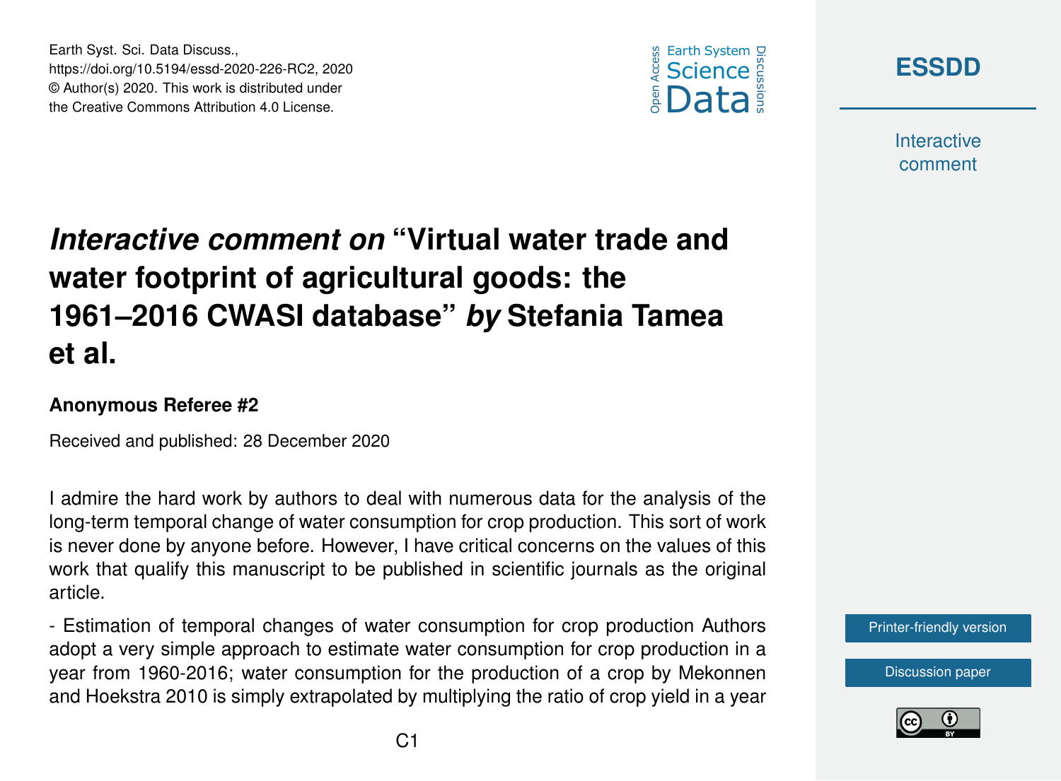# *Interactive comment on* "Virtual water trade and water footprint of agricultural goods: the 1961–2016 CWASI database" *by* Stefania Tamea et al.

**Anonymous Referee #2**

Received and published: 28 December 2020

I admire the hard work by authors to deal with numerous data for the analysis of the long-term temporal change of water consumption for crop production. This sort of work is never done by anyone before. However, I have critical concerns on the values of this work that qualify this manuscript to be published in scientific journals as the original article.

- Estimation of temporal changes of water consumption for crop production Authors adopt a very simple approach to estimate water consumption for crop production in a year from 1960-2016; water consumption for the production of a crop by Mekonnen and Hoekstra 2010 is simply extrapolated by multiplying the ratio of crop yield in a year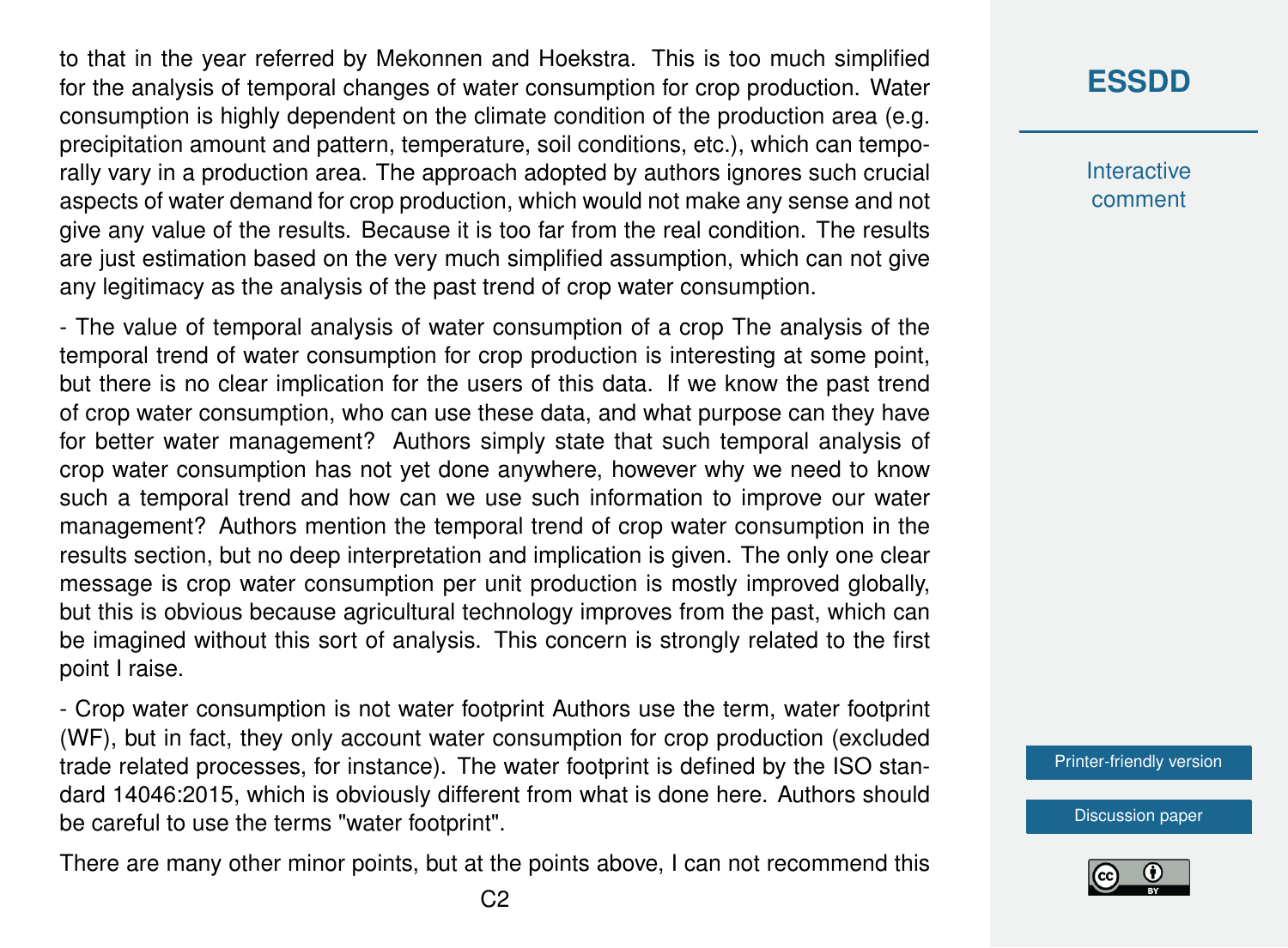to that in the year referred by Mekonnen and Hoekstra. This is too much simplified for the analysis of temporal changes of water consumption for crop production. Water consumption is highly dependent on the climate condition of the production area (e.g. precipitation amount and pattern, temperature, soil conditions, etc.), which can temporally vary in a production area. The approach adopted by authors ignores such crucial aspects of water demand for crop production, which would not make any sense and not give any value of the results. Because it is too far from the real condition. The results are just estimation based on the very much simplified assumption, which can not give any legitimacy as the analysis of the past trend of crop water consumption.

- The value of temporal analysis of water consumption of a crop The analysis of the temporal trend of water consumption for crop production is interesting at some point, but there is no clear implication for the users of this data. If we know the past trend of crop water consumption, who can use these data, and what purpose can they have for better water management? Authors simply state that such temporal analysis of crop water consumption has not yet done anywhere, however why we need to know such a temporal trend and how can we use such information to improve our water management? Authors mention the temporal trend of crop water consumption in the results section, but no deep interpretation and implication is given. The only one clear message is crop water consumption per unit production is mostly improved globally, but this is obvious because agricultural technology improves from the past, which can be imagined without this sort of analysis. This concern is strongly related to the first point I raise.

- Crop water consumption is not water footprint Authors use the term, water footprint (WF), but in fact, they only account water consumption for crop production (excluded trade related processes, for instance). The water footprint is defined by the ISO standard 14046:2015, which is obviously different from what is done here. Authors should be careful to use the terms "water footprint".

There are many other minor points, but at the points above, I can not recommend this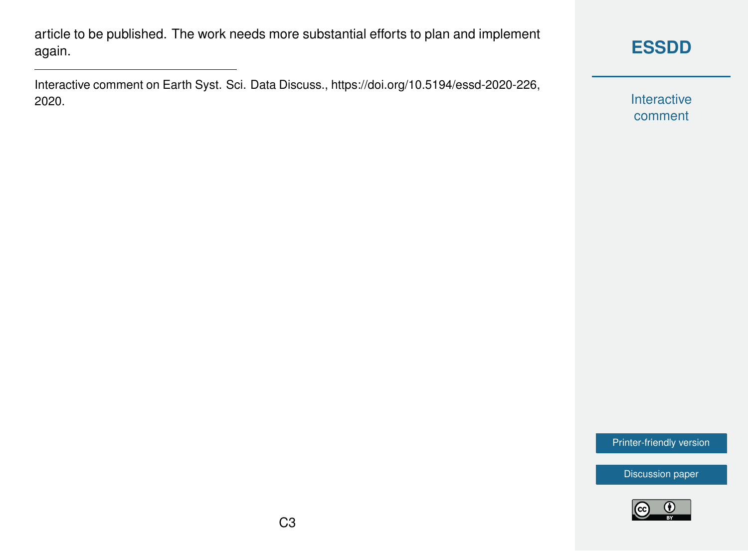article to be published. The work needs more substantial efforts to plan and implement again.

---

Interactive comment on Earth Syst. Sci. Data Discuss., https://doi.org/10.5194/essd-2020-226, 2020.